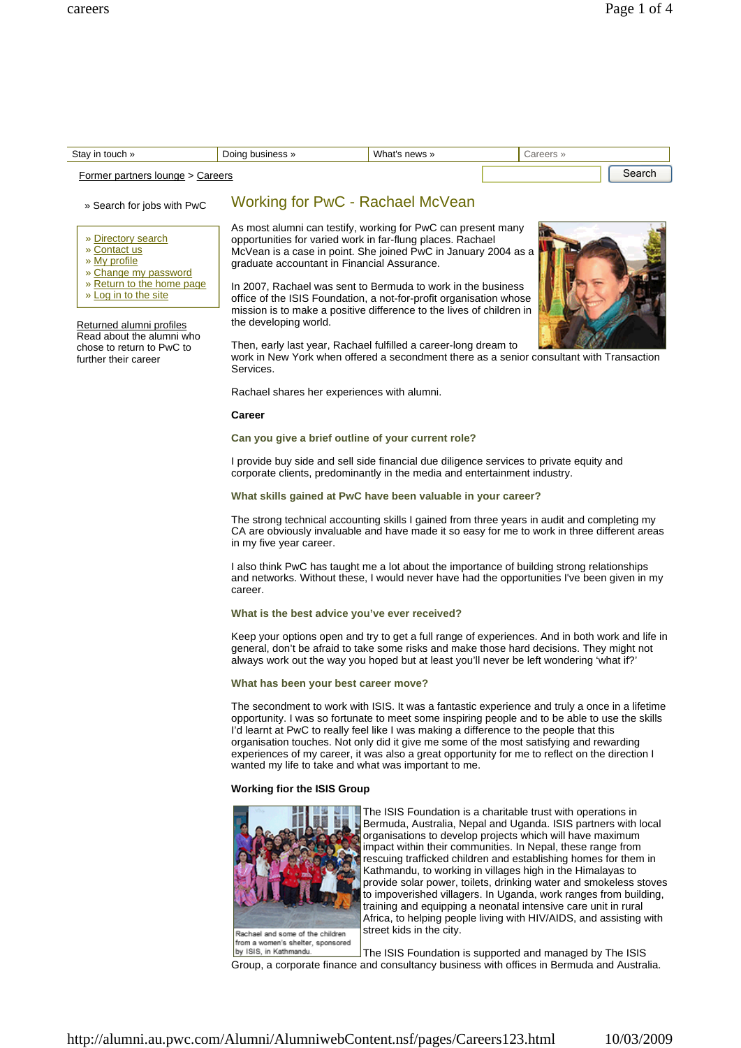Stay in touch » | Doing business » | What's news » | Careers »

Former partners lounge > Careers

Search

» Search for jobs with PwC

- » Directory search
- » Contact us
- » My profile
- » Change my password
- » Return to the home page
- » Log in to the site

Returned alumni profiles
Read about the alumni who chose to return to PwC to further their career

# Working for PwC - Rachael McVean

As most alumni can testify, working for PwC can present many opportunities for varied work in far-flung places. Rachael McVean is a case in point. She joined PwC in January 2004 as a graduate accountant in Financial Assurance.

In 2007, Rachael was sent to Bermuda to work in the business office of the ISIS Foundation, a not-for-profit organisation whose mission is to make a positive difference to the lives of children in the developing world.

Then, early last year, Rachael fulfilled a career-long dream to work in New York when offered a secondment there as a senior consultant with Transaction Services.

Rachael shares her experiences with alumni.

**Career**

**Can you give a brief outline of your current role?**

I provide buy side and sell side financial due diligence services to private equity and corporate clients, predominantly in the media and entertainment industry.

**What skills gained at PwC have been valuable in your career?**

The strong technical accounting skills I gained from three years in audit and completing my CA are obviously invaluable and have made it so easy for me to work in three different areas in my five year career.

I also think PwC has taught me a lot about the importance of building strong relationships and networks. Without these, I would never have had the opportunities I've been given in my career.

**What is the best advice you've ever received?**

Keep your options open and try to get a full range of experiences. And in both work and life in general, don't be afraid to take some risks and make those hard decisions. They might not always work out the way you hoped but at least you'll never be left wondering 'what if?'

**What has been your best career move?**

The secondment to work with ISIS. It was a fantastic experience and truly a once in a lifetime opportunity. I was so fortunate to meet some inspiring people and to be able to use the skills I'd learnt at PwC to really feel like I was making a difference to the people that this organisation touches. Not only did it give me some of the most satisfying and rewarding experiences of my career, it was also a great opportunity for me to reflect on the direction I wanted my life to take and what was important to me.

**Working fior the ISIS Group**

Rachael and some of the children from a women's shelter, sponsored by ISIS, in Kathmandu.

The ISIS Foundation is a charitable trust with operations in Bermuda, Australia, Nepal and Uganda. ISIS partners with local organisations to develop projects which will have maximum impact within their communities. In Nepal, these range from rescuing trafficked children and establishing homes for them in Kathmandu, to working in villages high in the Himalayas to provide solar power, toilets, drinking water and smokeless stoves to impoverished villagers. In Uganda, work ranges from building, training and equipping a neonatal intensive care unit in rural Africa, to helping people living with HIV/AIDS, and assisting with street kids in the city.

The ISIS Foundation is supported and managed by The ISIS Group, a corporate finance and consultancy business with offices in Bermuda and Australia.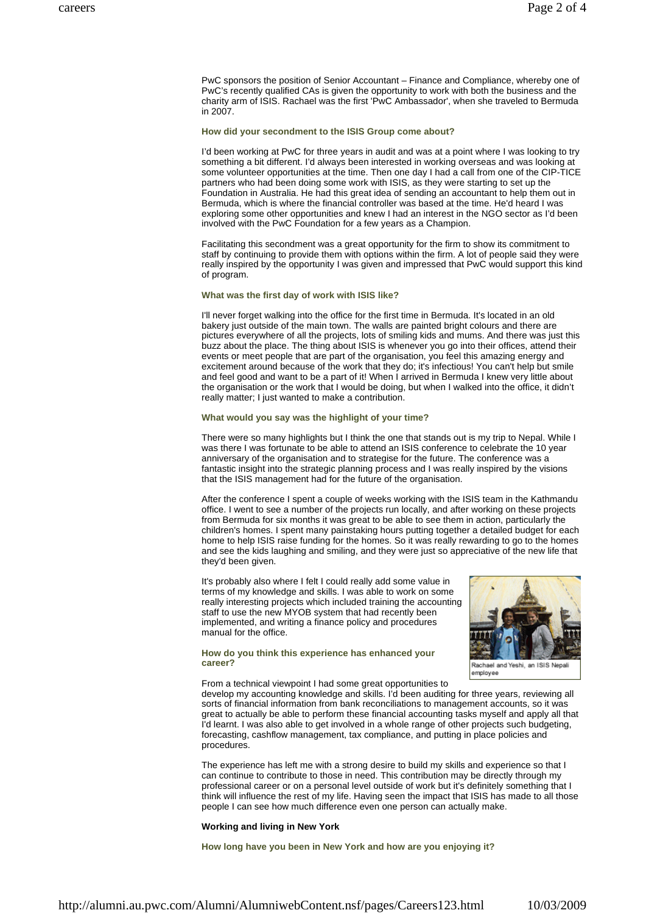PwC sponsors the position of Senior Accountant – Finance and Compliance, whereby one of PwC's recently qualified CAs is given the opportunity to work with both the business and the charity arm of ISIS. Rachael was the first 'PwC Ambassador', when she traveled to Bermuda in 2007.

**How did your secondment to the ISIS Group come about?**

I'd been working at PwC for three years in audit and was at a point where I was looking to try something a bit different. I'd always been interested in working overseas and was looking at some volunteer opportunities at the time. Then one day I had a call from one of the CIP-TICE partners who had been doing some work with ISIS, as they were starting to set up the Foundation in Australia. He had this great idea of sending an accountant to help them out in Bermuda, which is where the financial controller was based at the time. He'd heard I was exploring some other opportunities and knew I had an interest in the NGO sector as I'd been involved with the PwC Foundation for a few years as a Champion.

Facilitating this secondment was a great opportunity for the firm to show its commitment to staff by continuing to provide them with options within the firm. A lot of people said they were really inspired by the opportunity I was given and impressed that PwC would support this kind of program.

**What was the first day of work with ISIS like?**

I'll never forget walking into the office for the first time in Bermuda. It's located in an old bakery just outside of the main town. The walls are painted bright colours and there are pictures everywhere of all the projects, lots of smiling kids and mums. And there was just this buzz about the place. The thing about ISIS is whenever you go into their offices, attend their events or meet people that are part of the organisation, you feel this amazing energy and excitement around because of the work that they do; it's infectious! You can't help but smile and feel good and want to be a part of it! When I arrived in Bermuda I knew very little about the organisation or the work that I would be doing, but when I walked into the office, it didn't really matter; I just wanted to make a contribution.

**What would you say was the highlight of your time?**

There were so many highlights but I think the one that stands out is my trip to Nepal. While I was there I was fortunate to be able to attend an ISIS conference to celebrate the 10 year anniversary of the organisation and to strategise for the future. The conference was a fantastic insight into the strategic planning process and I was really inspired by the visions that the ISIS management had for the future of the organisation.

After the conference I spent a couple of weeks working with the ISIS team in the Kathmandu office. I went to see a number of the projects run locally, and after working on these projects from Bermuda for six months it was great to be able to see them in action, particularly the children's homes. I spent many painstaking hours putting together a detailed budget for each home to help ISIS raise funding for the homes. So it was really rewarding to go to the homes and see the kids laughing and smiling, and they were just so appreciative of the new life that they'd been given.

It's probably also where I felt I could really add some value in terms of my knowledge and skills. I was able to work on some really interesting projects which included training the accounting staff to use the new MYOB system that had recently been implemented, and writing a finance policy and procedures manual for the office.

Rachael and Yeshi, an ISIS Nepali employee

**How do you think this experience has enhanced your career?**

From a technical viewpoint I had some great opportunities to develop my accounting knowledge and skills. I'd been auditing for three years, reviewing all sorts of financial information from bank reconciliations to management accounts, so it was great to actually be able to perform these financial accounting tasks myself and apply all that I'd learnt. I was also able to get involved in a whole range of other projects such budgeting, forecasting, cashflow management, tax compliance, and putting in place policies and procedures.

The experience has left me with a strong desire to build my skills and experience so that I can continue to contribute to those in need. This contribution may be directly through my professional career or on a personal level outside of work but it's definitely something that I think will influence the rest of my life. Having seen the impact that ISIS has made to all those people I can see how much difference even one person can actually make.

**Working and living in New York**

**How long have you been in New York and how are you enjoying it?**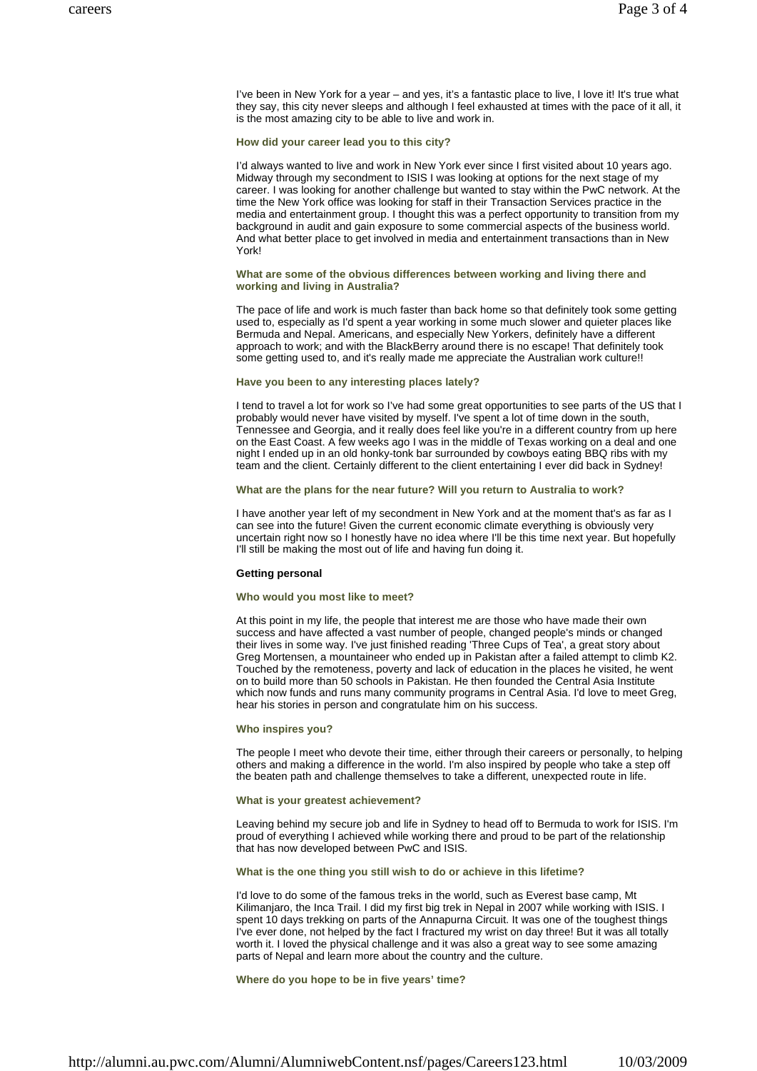I've been in New York for a year – and yes, it's a fantastic place to live, I love it! It's true what they say, this city never sleeps and although I feel exhausted at times with the pace of it all, it is the most amazing city to be able to live and work in.

**How did your career lead you to this city?**

I'd always wanted to live and work in New York ever since I first visited about 10 years ago. Midway through my secondment to ISIS I was looking at options for the next stage of my career. I was looking for another challenge but wanted to stay within the PwC network. At the time the New York office was looking for staff in their Transaction Services practice in the media and entertainment group. I thought this was a perfect opportunity to transition from my background in audit and gain exposure to some commercial aspects of the business world. And what better place to get involved in media and entertainment transactions than in New York!

**What are some of the obvious differences between working and living there and working and living in Australia?**

The pace of life and work is much faster than back home so that definitely took some getting used to, especially as I'd spent a year working in some much slower and quieter places like Bermuda and Nepal. Americans, and especially New Yorkers, definitely have a different approach to work; and with the BlackBerry around there is no escape! That definitely took some getting used to, and it's really made me appreciate the Australian work culture!!

**Have you been to any interesting places lately?**

I tend to travel a lot for work so I've had some great opportunities to see parts of the US that I probably would never have visited by myself. I've spent a lot of time down in the south, Tennessee and Georgia, and it really does feel like you're in a different country from up here on the East Coast. A few weeks ago I was in the middle of Texas working on a deal and one night I ended up in an old honky-tonk bar surrounded by cowboys eating BBQ ribs with my team and the client. Certainly different to the client entertaining I ever did back in Sydney!

**What are the plans for the near future? Will you return to Australia to work?**

I have another year left of my secondment in New York and at the moment that's as far as I can see into the future! Given the current economic climate everything is obviously very uncertain right now so I honestly have no idea where I'll be this time next year. But hopefully I'll still be making the most out of life and having fun doing it.

## Getting personal

**Who would you most like to meet?**

At this point in my life, the people that interest me are those who have made their own success and have affected a vast number of people, changed people's minds or changed their lives in some way. I've just finished reading 'Three Cups of Tea', a great story about Greg Mortensen, a mountaineer who ended up in Pakistan after a failed attempt to climb K2. Touched by the remoteness, poverty and lack of education in the places he visited, he went on to build more than 50 schools in Pakistan. He then founded the Central Asia Institute which now funds and runs many community programs in Central Asia. I'd love to meet Greg, hear his stories in person and congratulate him on his success.

**Who inspires you?**

The people I meet who devote their time, either through their careers or personally, to helping others and making a difference in the world. I'm also inspired by people who take a step off the beaten path and challenge themselves to take a different, unexpected route in life.

**What is your greatest achievement?**

Leaving behind my secure job and life in Sydney to head off to Bermuda to work for ISIS. I'm proud of everything I achieved while working there and proud to be part of the relationship that has now developed between PwC and ISIS.

**What is the one thing you still wish to do or achieve in this lifetime?**

I'd love to do some of the famous treks in the world, such as Everest base camp, Mt Kilimanjaro, the Inca Trail. I did my first big trek in Nepal in 2007 while working with ISIS. I spent 10 days trekking on parts of the Annapurna Circuit. It was one of the toughest things I've ever done, not helped by the fact I fractured my wrist on day three! But it was all totally worth it. I loved the physical challenge and it was also a great way to see some amazing parts of Nepal and learn more about the country and the culture.

**Where do you hope to be in five years' time?**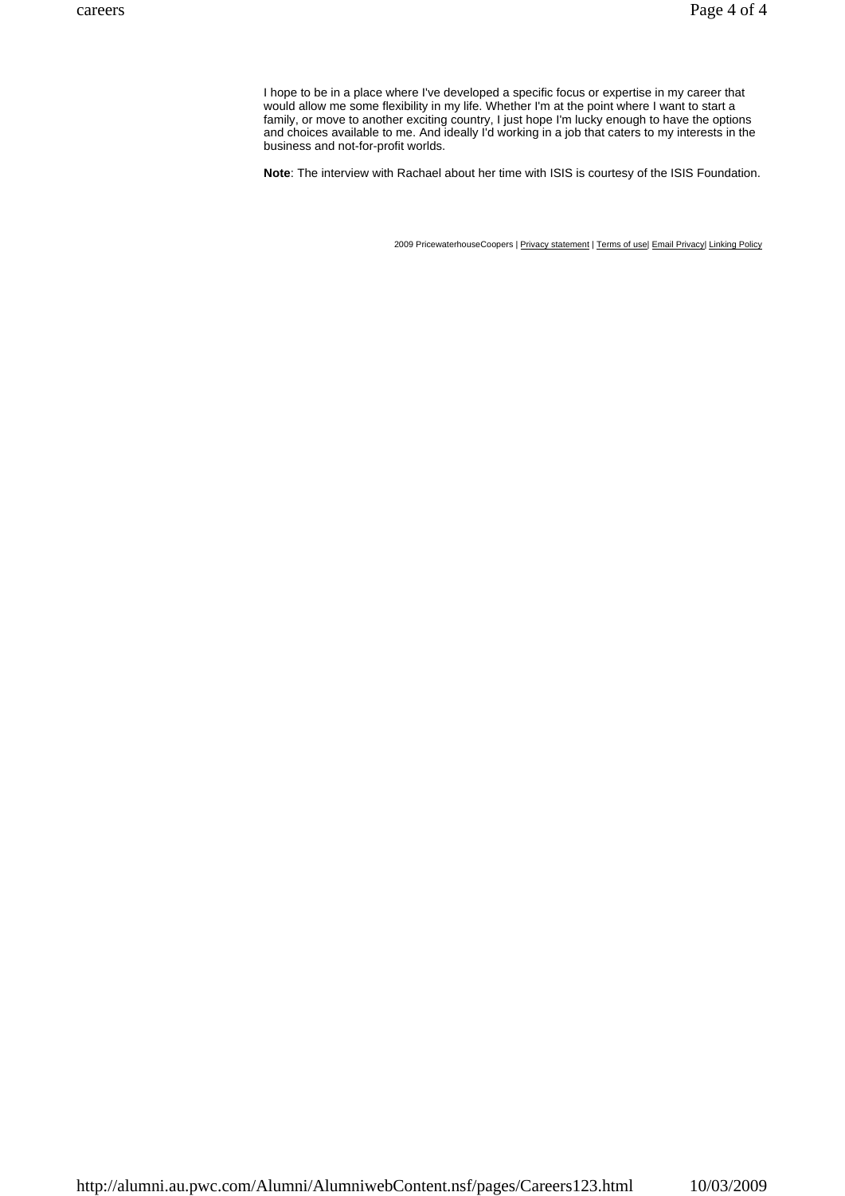I hope to be in a place where I've developed a specific focus or expertise in my career that would allow me some flexibility in my life. Whether I'm at the point where I want to start a family, or move to another exciting country, I just hope I'm lucky enough to have the options and choices available to me. And ideally I'd working in a job that caters to my interests in the business and not-for-profit worlds.

**Note**: The interview with Rachael about her time with ISIS is courtesy of the ISIS Foundation.

2009 PricewaterhouseCoopers | Privacy statement | Terms of use| Email Privacy| Linking Policy